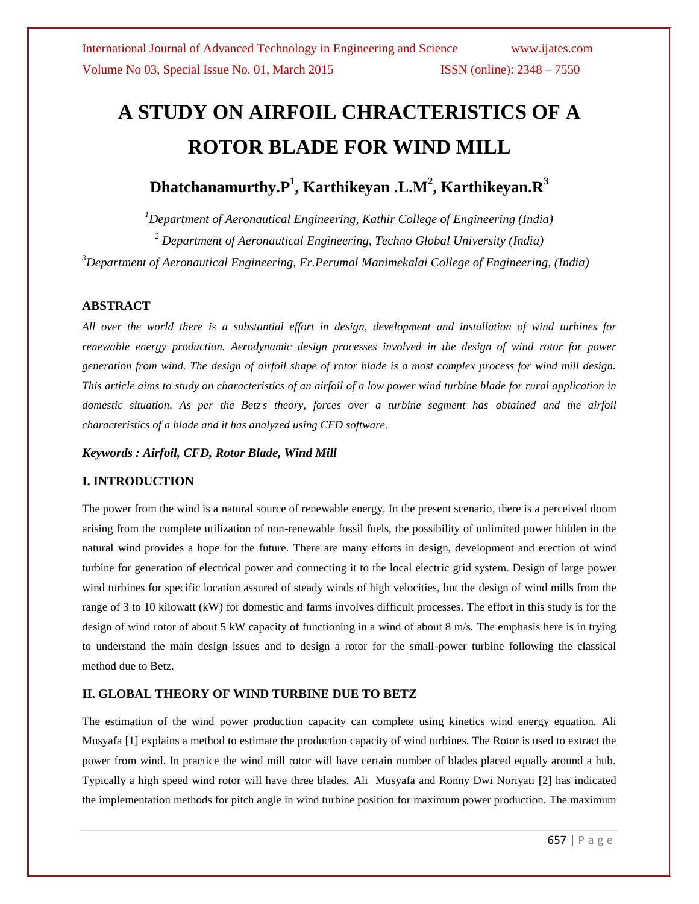# A STUDY ON AIRFOIL CHRACTERISTICS OF A ROTOR BLADE FOR WIND MILL

## Dhatchanamurthy.P[1], Karthikeyan .L.M[2], Karthikeyan.R[3]

*[1]Department of Aeronautical Engineering, Kathir College of Engineering (India)*

*[2] Department of Aeronautical Engineering, Techno Global University (India)*

*[3]Department of Aeronautical Engineering, Er.Perumal Manimekalai College of Engineering, (India)*

### ABSTRACT

*All over the world there is a substantial effort in design, development and installation of wind turbines for renewable energy production. Aerodynamic design processes involved in the design of wind rotor for power generation from wind. The design of airfoil shape of rotor blade is a most complex process for wind mill design. This article aims to study on characteristics of an airfoil of a low power wind turbine blade for rural application in domestic situation. As per the Betz's theory, forces over a turbine segment has obtained and the airfoil characteristics of a blade and it has analyzed using CFD software.*

***Keywords : Airfoil, CFD, Rotor Blade, Wind Mill***

### I. INTRODUCTION

The power from the wind is a natural source of renewable energy. In the present scenario, there is a perceived doom arising from the complete utilization of non-renewable fossil fuels, the possibility of unlimited power hidden in the natural wind provides a hope for the future. There are many efforts in design, development and erection of wind turbine for generation of electrical power and connecting it to the local electric grid system. Design of large power wind turbines for specific location assured of steady winds of high velocities, but the design of wind mills from the range of 3 to 10 kilowatt (kW) for domestic and farms involves difficult processes. The effort in this study is for the design of wind rotor of about 5 kW capacity of functioning in a wind of about 8 m/s. The emphasis here is in trying to understand the main design issues and to design a rotor for the small-power turbine following the classical method due to Betz.

### II. GLOBAL THEORY OF WIND TURBINE DUE TO BETZ

The estimation of the wind power production capacity can complete using kinetics wind energy equation. Ali Musyafa [1] explains a method to estimate the production capacity of wind turbines. The Rotor is used to extract the power from wind. In practice the wind mill rotor will have certain number of blades placed equally around a hub. Typically a high speed wind rotor will have three blades. Ali Musyafa and Ronny Dwi Noriyati [2] has indicated the implementation methods for pitch angle in wind turbine position for maximum power production. The maximum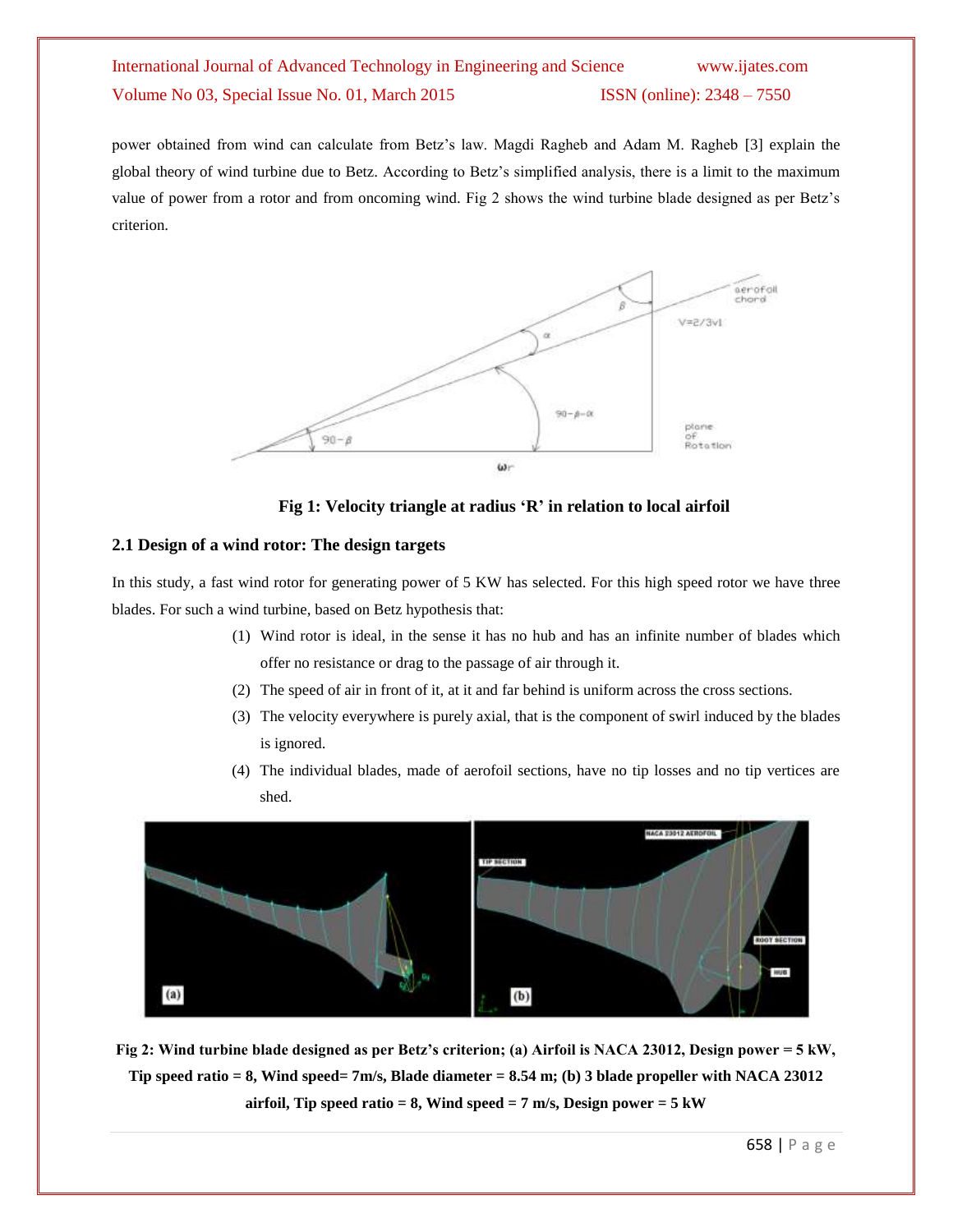power obtained from wind can calculate from Betz's law. Magdi Ragheb and Adam M. Ragheb [3] explain the global theory of wind turbine due to Betz. According to Betz's simplified analysis, there is a limit to the maximum value of power from a rotor and from oncoming wind. Fig 2 shows the wind turbine blade designed as per Betz's criterion.

**Fig 1: Velocity triangle at radius 'R' in relation to local airfoil**

### 2.1 Design of a wind rotor: The design targets

In this study, a fast wind rotor for generating power of 5 KW has selected. For this high speed rotor we have three blades. For such a wind turbine, based on Betz hypothesis that:

1. Wind rotor is ideal, in the sense it has no hub and has an infinite number of blades which offer no resistance or drag to the passage of air through it.
2. The speed of air in front of it, at it and far behind is uniform across the cross sections.
3. The velocity everywhere is purely axial, that is the component of swirl induced by the blades is ignored.
4. The individual blades, made of aerofoil sections, have no tip losses and no tip vertices are shed.

**Fig 2: Wind turbine blade designed as per Betz's criterion; (a) Airfoil is NACA 23012, Design power = 5 kW, Tip speed ratio = 8, Wind speed= 7m/s, Blade diameter = 8.54 m; (b) 3 blade propeller with NACA 23012 airfoil, Tip speed ratio = 8, Wind speed = 7 m/s, Design power = 5 kW**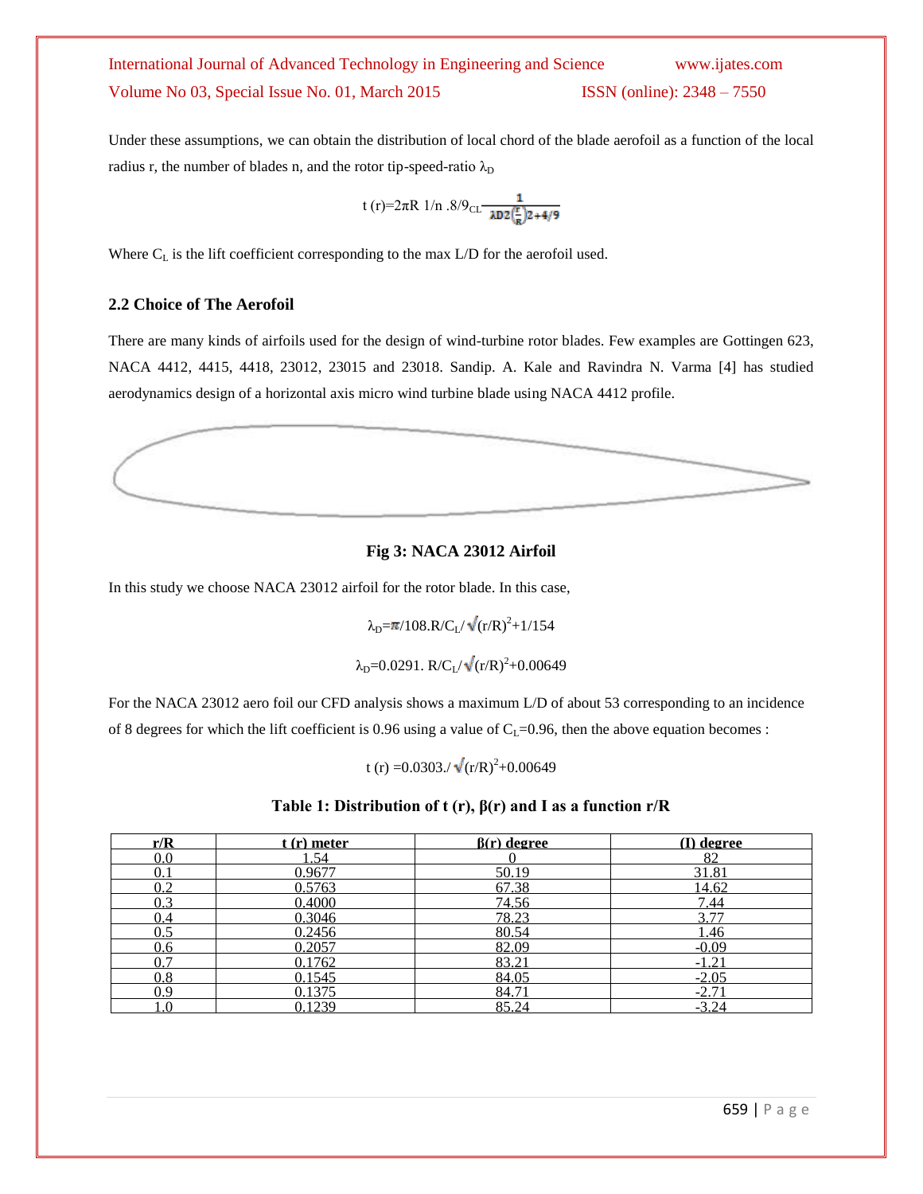Under these assumptions, we can obtain the distribution of local chord of the blade aerofoil as a function of the local radius r, the number of blades n, and the rotor tip-speed-ratio $\lambda_D$

$$t(r) = 2\pi R \; 1/n \; .8/9_{CL} \frac{1}{\lambda D2\left(\frac{r}{R}\right)2 + 4/9}$$

Where $C_L$ is the lift coefficient corresponding to the max L/D for the aerofoil used.

### 2.2 Choice of The Aerofoil

There are many kinds of airfoils used for the design of wind-turbine rotor blades. Few examples are Gottingen 623, NACA 4412, 4415, 4418, 23012, 23015 and 23018. Sandip. A. Kale and Ravindra N. Varma [4] has studied aerodynamics design of a horizontal axis micro wind turbine blade using NACA 4412 profile.

**Fig 3: NACA 23012 Airfoil**

In this study we choose NACA 23012 airfoil for the rotor blade. In this case,

$$\lambda_D = \pi/108.R/C_L/\sqrt{(r/R)^2 + 1/154}$$

$$\lambda_D = 0.0291.\; R/C_L/\sqrt{(r/R)^2 + 0.00649}$$

For the NACA 23012 aero foil our CFD analysis shows a maximum L/D of about 53 corresponding to an incidence of 8 degrees for which the lift coefficient is 0.96 using a value of $C_L$=0.96, then the above equation becomes :

$$t(r) = 0.0303./\sqrt{(r/R)^2 + 0.00649}$$

**Table 1: Distribution of t (r), β(r) and I as a function r/R**

| r/R | t (r) meter | β(r) degree | (I) degree |
|---|---|---|---|
| 0.0 | 1.54 | 0 | 82 |
| 0.1 | 0.9677 | 50.19 | 31.81 |
| 0.2 | 0.5763 | 67.38 | 14.62 |
| 0.3 | 0.4000 | 74.56 | 7.44 |
| 0.4 | 0.3046 | 78.23 | 3.77 |
| 0.5 | 0.2456 | 80.54 | 1.46 |
| 0.6 | 0.2057 | 82.09 | -0.09 |
| 0.7 | 0.1762 | 83.21 | -1.21 |
| 0.8 | 0.1545 | 84.05 | -2.05 |
| 0.9 | 0.1375 | 84.71 | -2.71 |
| 1.0 | 0.1239 | 85.24 | -3.24 |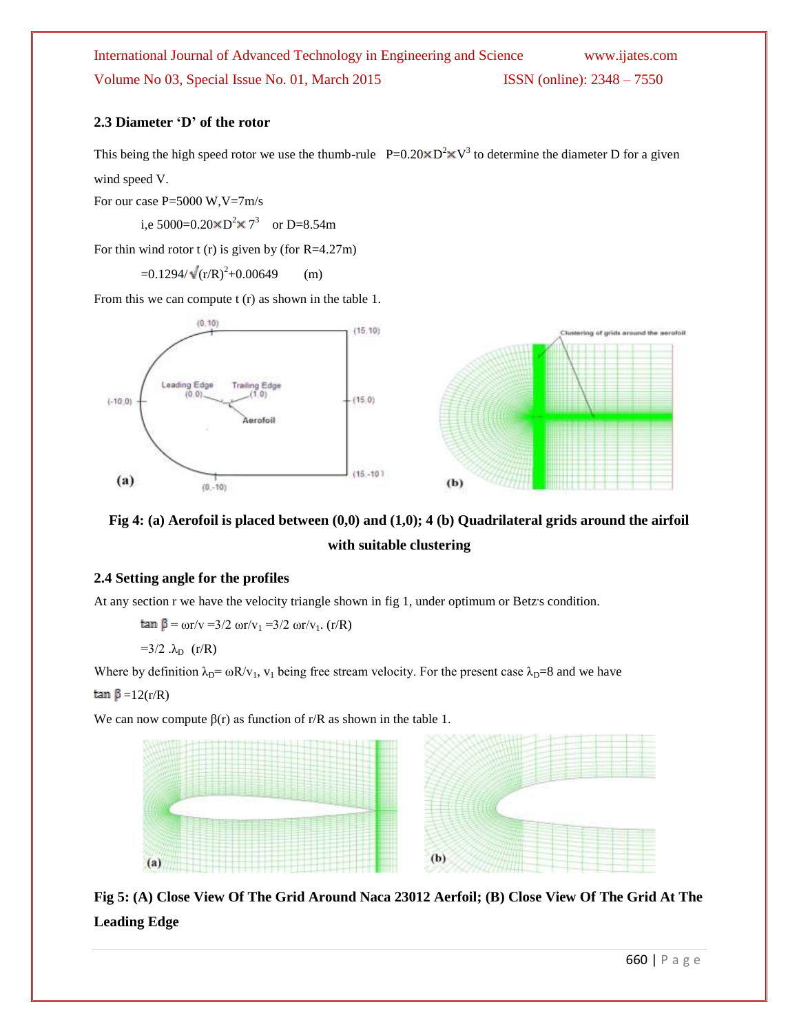### 2.3 Diameter 'D' of the rotor

This being the high speed rotor we use the thumb-rule $P=0.20\times D^2\times V^3$ to determine the diameter D for a given wind speed V.

For our case P=5000 W,V=7m/s

i,e $5000=0.20\times D^2\times 7^3$ or D=8.54m

For thin wind rotor t (r) is given by (for R=4.27m)

$=0.1294/\sqrt{(r/R)^2+0.00649}$ (m)

From this we can compute t (r) as shown in the table 1.

**Fig 4: (a) Aerofoil is placed between (0,0) and (1,0); 4 (b) Quadrilateral grids around the airfoil with suitable clustering**

### 2.4 Setting angle for the profiles

At any section r we have the velocity triangle shown in fig 1, under optimum or Betz's condition.

$\tan\beta = \omega r/v = 3/2\ \omega r/v_1 = 3/2\ \omega r/v_1.\ (r/R)$

$=3/2\ .\lambda_D\ \ (r/R)$

Where by definition $\lambda_D = \omega R/v_1$, $v_1$ being free stream velocity. For the present case $\lambda_D=8$ and we have

$\tan\beta = 12(r/R)$

We can now compute $\beta(r)$ as function of r/R as shown in the table 1.

**Fig 5: (A) Close View Of The Grid Around Naca 23012 Aerfoil; (B) Close View Of The Grid At The Leading Edge**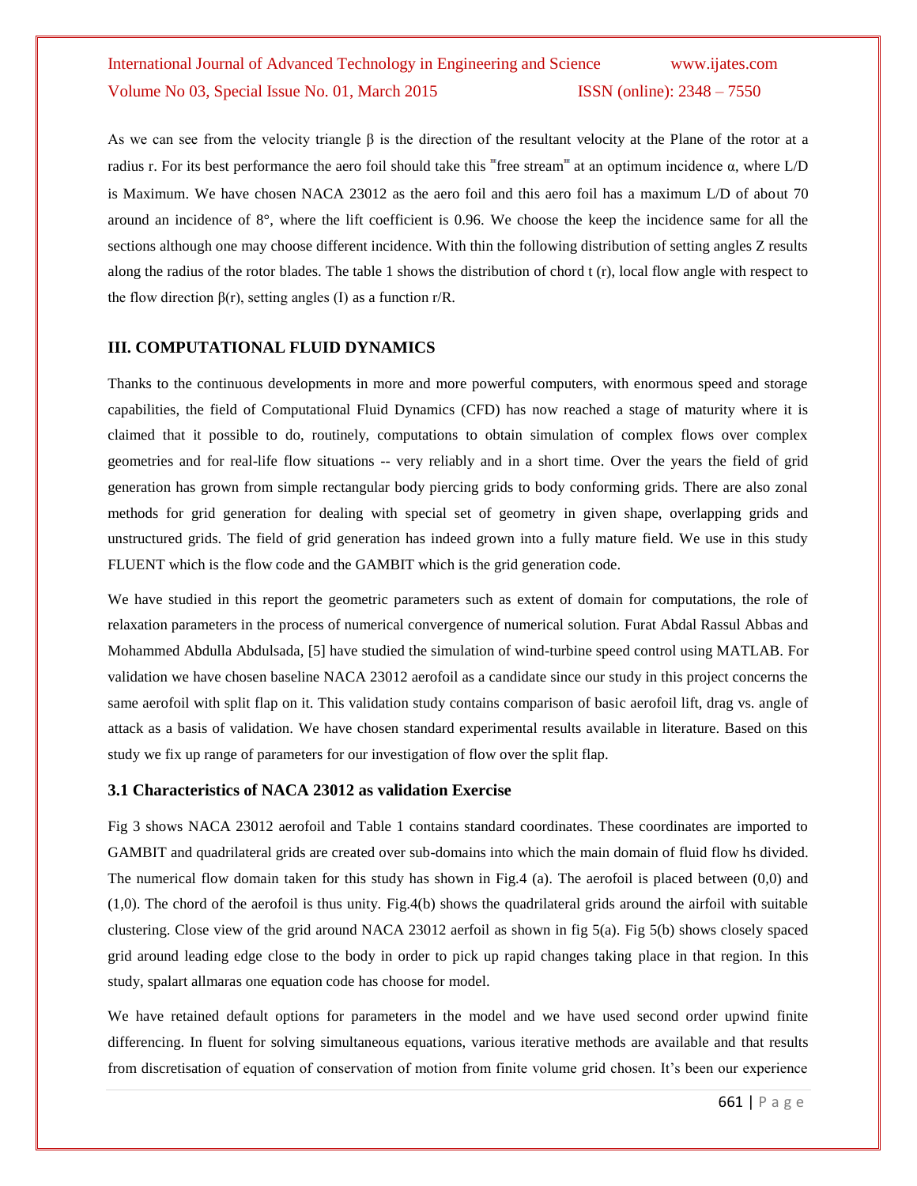As we can see from the velocity triangle β is the direction of the resultant velocity at the Plane of the rotor at a radius r. For its best performance the aero foil should take this "free stream" at an optimum incidence α, where L/D is Maximum. We have chosen NACA 23012 as the aero foil and this aero foil has a maximum L/D of about 70 around an incidence of 8°, where the lift coefficient is 0.96. We choose the keep the incidence same for all the sections although one may choose different incidence. With thin the following distribution of setting angles Z results along the radius of the rotor blades. The table 1 shows the distribution of chord t (r), local flow angle with respect to the flow direction β(r), setting angles (I) as a function r/R.

## III. COMPUTATIONAL FLUID DYNAMICS

Thanks to the continuous developments in more and more powerful computers, with enormous speed and storage capabilities, the field of Computational Fluid Dynamics (CFD) has now reached a stage of maturity where it is claimed that it possible to do, routinely, computations to obtain simulation of complex flows over complex geometries and for real-life flow situations -- very reliably and in a short time. Over the years the field of grid generation has grown from simple rectangular body piercing grids to body conforming grids. There are also zonal methods for grid generation for dealing with special set of geometry in given shape, overlapping grids and unstructured grids. The field of grid generation has indeed grown into a fully mature field. We use in this study FLUENT which is the flow code and the GAMBIT which is the grid generation code.

We have studied in this report the geometric parameters such as extent of domain for computations, the role of relaxation parameters in the process of numerical convergence of numerical solution. Furat Abdal Rassul Abbas and Mohammed Abdulla Abdulsada, [5] have studied the simulation of wind-turbine speed control using MATLAB. For validation we have chosen baseline NACA 23012 aerofoil as a candidate since our study in this project concerns the same aerofoil with split flap on it. This validation study contains comparison of basic aerofoil lift, drag vs. angle of attack as a basis of validation. We have chosen standard experimental results available in literature. Based on this study we fix up range of parameters for our investigation of flow over the split flap.

### 3.1 Characteristics of NACA 23012 as validation Exercise

Fig 3 shows NACA 23012 aerofoil and Table 1 contains standard coordinates. These coordinates are imported to GAMBIT and quadrilateral grids are created over sub-domains into which the main domain of fluid flow hs divided. The numerical flow domain taken for this study has shown in Fig.4 (a). The aerofoil is placed between (0,0) and (1,0). The chord of the aerofoil is thus unity. Fig.4(b) shows the quadrilateral grids around the airfoil with suitable clustering. Close view of the grid around NACA 23012 aerfoil as shown in fig 5(a). Fig 5(b) shows closely spaced grid around leading edge close to the body in order to pick up rapid changes taking place in that region. In this study, spalart allmaras one equation code has choose for model.

We have retained default options for parameters in the model and we have used second order upwind finite differencing. In fluent for solving simultaneous equations, various iterative methods are available and that results from discretisation of equation of conservation of motion from finite volume grid chosen. It's been our experience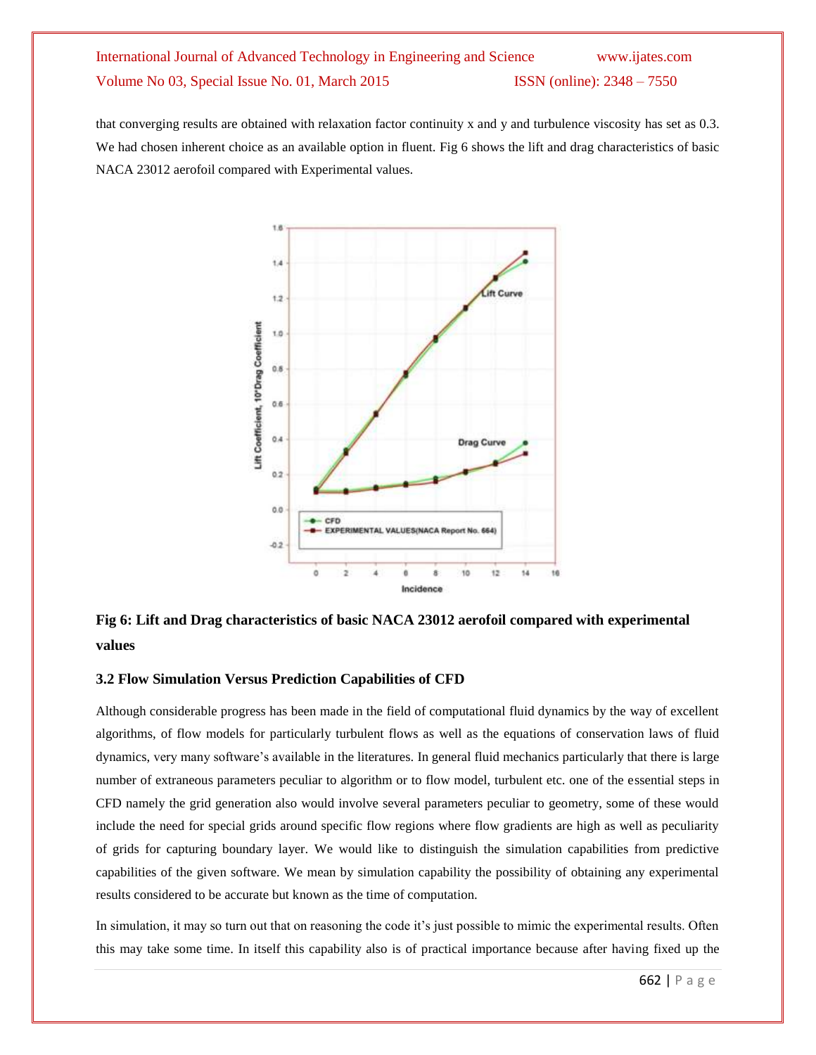that converging results are obtained with relaxation factor continuity x and y and turbulence viscosity has set as 0.3. We had chosen inherent choice as an available option in fluent. Fig 6 shows the lift and drag characteristics of basic NACA 23012 aerofoil compared with Experimental values.

**Fig 6: Lift and Drag characteristics of basic NACA 23012 aerofoil compared with experimental values**

### 3.2 Flow Simulation Versus Prediction Capabilities of CFD

Although considerable progress has been made in the field of computational fluid dynamics by the way of excellent algorithms, of flow models for particularly turbulent flows as well as the equations of conservation laws of fluid dynamics, very many software's available in the literatures. In general fluid mechanics particularly that there is large number of extraneous parameters peculiar to algorithm or to flow model, turbulent etc. one of the essential steps in CFD namely the grid generation also would involve several parameters peculiar to geometry, some of these would include the need for special grids around specific flow regions where flow gradients are high as well as peculiarity of grids for capturing boundary layer. We would like to distinguish the simulation capabilities from predictive capabilities of the given software. We mean by simulation capability the possibility of obtaining any experimental results considered to be accurate but known as the time of computation.

In simulation, it may so turn out that on reasoning the code it's just possible to mimic the experimental results. Often this may take some time. In itself this capability also is of practical importance because after having fixed up the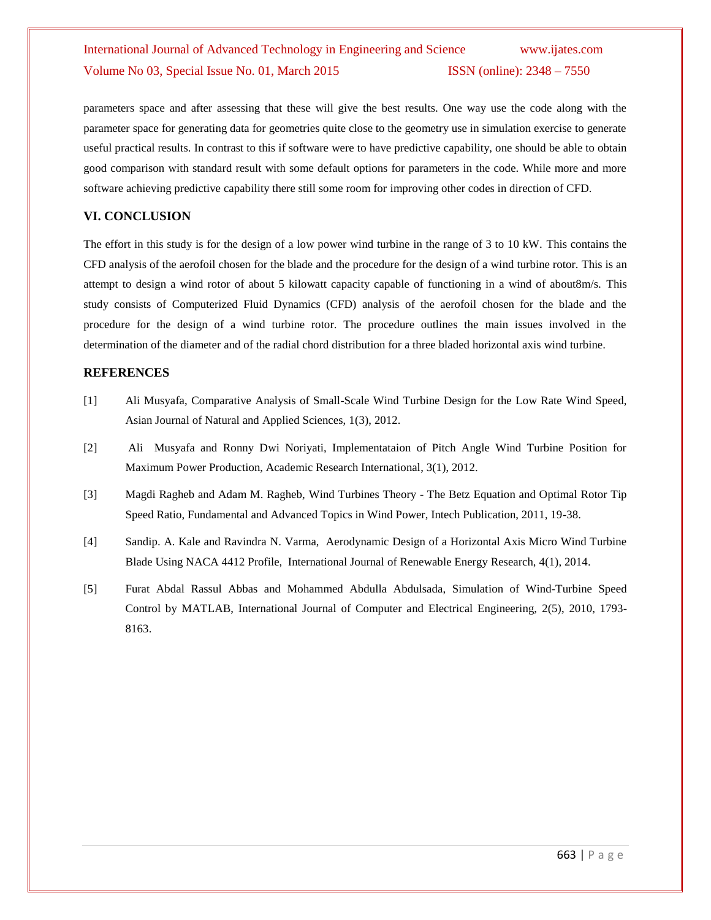parameters space and after assessing that these will give the best results. One way use the code along with the parameter space for generating data for geometries quite close to the geometry use in simulation exercise to generate useful practical results. In contrast to this if software were to have predictive capability, one should be able to obtain good comparison with standard result with some default options for parameters in the code. While more and more software achieving predictive capability there still some room for improving other codes in direction of CFD.

## VI. CONCLUSION

The effort in this study is for the design of a low power wind turbine in the range of 3 to 10 kW. This contains the CFD analysis of the aerofoil chosen for the blade and the procedure for the design of a wind turbine rotor. This is an attempt to design a wind rotor of about 5 kilowatt capacity capable of functioning in a wind of about8m/s. This study consists of Computerized Fluid Dynamics (CFD) analysis of the aerofoil chosen for the blade and the procedure for the design of a wind turbine rotor. The procedure outlines the main issues involved in the determination of the diameter and of the radial chord distribution for a three bladed horizontal axis wind turbine.

## REFERENCES

[1] Ali Musyafa, Comparative Analysis of Small-Scale Wind Turbine Design for the Low Rate Wind Speed, Asian Journal of Natural and Applied Sciences, 1(3), 2012.

[2] Ali Musyafa and Ronny Dwi Noriyati, Implementataion of Pitch Angle Wind Turbine Position for Maximum Power Production, Academic Research International, 3(1), 2012.

[3] Magdi Ragheb and Adam M. Ragheb, Wind Turbines Theory - The Betz Equation and Optimal Rotor Tip Speed Ratio, Fundamental and Advanced Topics in Wind Power, Intech Publication, 2011, 19-38.

[4] Sandip. A. Kale and Ravindra N. Varma, Aerodynamic Design of a Horizontal Axis Micro Wind Turbine Blade Using NACA 4412 Profile, International Journal of Renewable Energy Research, 4(1), 2014.

[5] Furat Abdal Rassul Abbas and Mohammed Abdulla Abdulsada, Simulation of Wind-Turbine Speed Control by MATLAB, International Journal of Computer and Electrical Engineering, 2(5), 2010, 1793-8163.